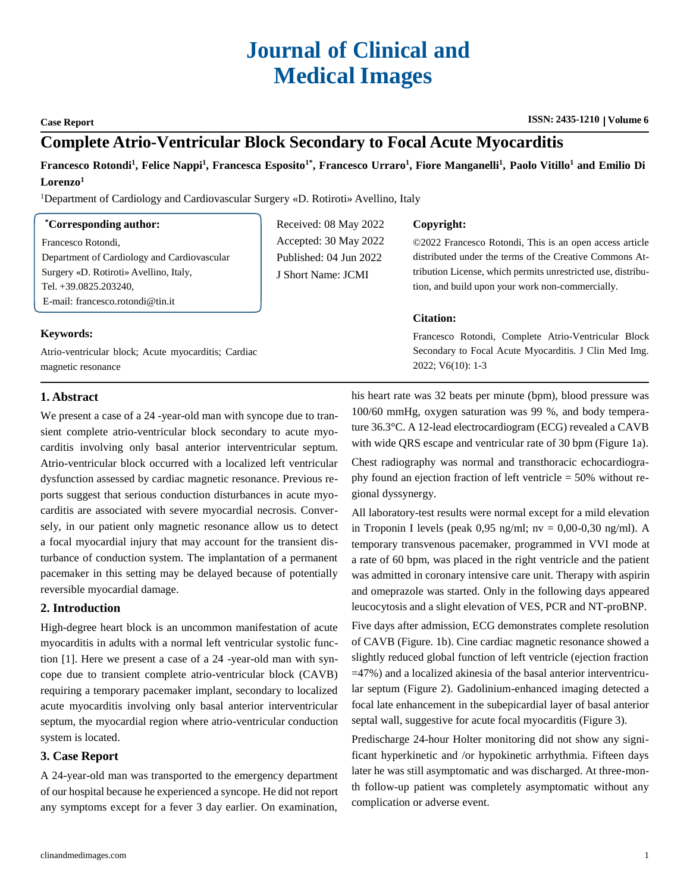# Journal of Clinical and Medical Images

**Case Report**

**ISSN: 2435-1210 | Volume 6**

## Complete Atrio-Ventricular Block Secondary to Focal Acute Myocarditis

**Francesco Rotondi[1], Felice Nappi[1], Francesca Esposito[1*], Francesco Urraro[1], Fiore Manganelli[1], Paolo Vitillo[1] and Emilio Di Lorenzo[1]**

[1]Department of Cardiology and Cardiovascular Surgery «D. Rotiroti» Avellino, Italy

**\*Corresponding author:**

Francesco Rotondi,
Department of Cardiology and Cardiovascular Surgery «D. Rotiroti» Avellino, Italy,
Tel. +39.0825.203240,
E-mail: francesco.rotondi@tin.it

Received: 08 May 2022
Accepted: 30 May 2022
Published: 04 Jun 2022
J Short Name: JCMI

**Copyright:**

©2022 Francesco Rotondi, This is an open access article distributed under the terms of the Creative Commons Attribution License, which permits unrestricted use, distribution, and build upon your work non-commercially.

**Citation:**

Francesco Rotondi, Complete Atrio-Ventricular Block Secondary to Focal Acute Myocarditis. J Clin Med Img. 2022; V6(10): 1-3

**Keywords:**

Atrio-ventricular block; Acute myocarditis; Cardiac magnetic resonance

### 1. Abstract

We present a case of a 24 -year-old man with syncope due to transient complete atrio-ventricular block secondary to acute myocarditis involving only basal anterior interventricular septum. Atrio-ventricular block occurred with a localized left ventricular dysfunction assessed by cardiac magnetic resonance. Previous reports suggest that serious conduction disturbances in acute myocarditis are associated with severe myocardial necrosis. Conversely, in our patient only magnetic resonance allow us to detect a focal myocardial injury that may account for the transient disturbance of conduction system. The implantation of a permanent pacemaker in this setting may be delayed because of potentially reversible myocardial damage.

### 2. Introduction

High-degree heart block is an uncommon manifestation of acute myocarditis in adults with a normal left ventricular systolic function [1]. Here we present a case of a 24 -year-old man with syncope due to transient complete atrio-ventricular block (CAVB) requiring a temporary pacemaker implant, secondary to localized acute myocarditis involving only basal anterior interventricular septum, the myocardial region where atrio-ventricular conduction system is located.

### 3. Case Report

A 24-year-old man was transported to the emergency department of our hospital because he experienced a syncope. He did not report any symptoms except for a fever 3 day earlier. On examination, his heart rate was 32 beats per minute (bpm), blood pressure was 100/60 mmHg, oxygen saturation was 99 %, and body temperature 36.3°C. A 12-lead electrocardiogram (ECG) revealed a CAVB with wide QRS escape and ventricular rate of 30 bpm (Figure 1a).

Chest radiography was normal and transthoracic echocardiography found an ejection fraction of left ventricle = 50% without regional dyssynergy.

All laboratory-test results were normal except for a mild elevation in Troponin I levels (peak 0,95 ng/ml; nv = 0,00-0,30 ng/ml). A temporary transvenous pacemaker, programmed in VVI mode at a rate of 60 bpm, was placed in the right ventricle and the patient was admitted in coronary intensive care unit. Therapy with aspirin and omeprazole was started. Only in the following days appeared leucocytosis and a slight elevation of VES, PCR and NT-proBNP.

Five days after admission, ECG demonstrates complete resolution of CAVB (Figure. 1b). Cine cardiac magnetic resonance showed a slightly reduced global function of left ventricle (ejection fraction =47%) and a localized akinesia of the basal anterior interventricular septum (Figure 2). Gadolinium-enhanced imaging detected a focal late enhancement in the subepicardial layer of basal anterior septal wall, suggestive for acute focal myocarditis (Figure 3).

Predischarge 24-hour Holter monitoring did not show any significant hyperkinetic and /or hypokinetic arrhythmia. Fifteen days later he was still asymptomatic and was discharged. At three-month follow-up patient was completely asymptomatic without any complication or adverse event.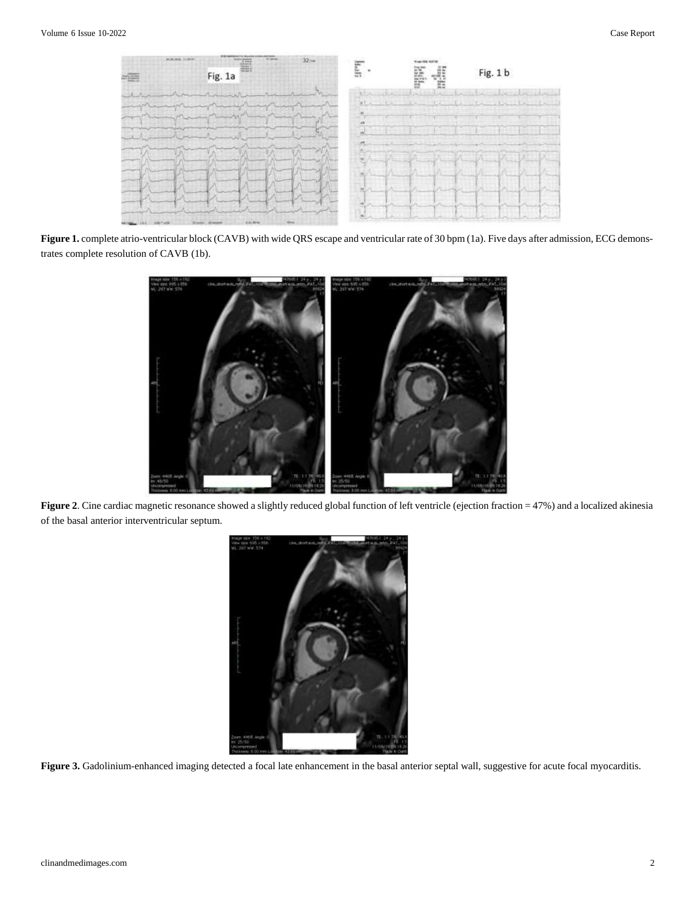**Figure 1.** complete atrio-ventricular block (CAVB) with wide QRS escape and ventricular rate of 30 bpm (1a). Five days after admission, ECG demonstrates complete resolution of CAVB (1b).

**Figure 2**. Cine cardiac magnetic resonance showed a slightly reduced global function of left ventricle (ejection fraction = 47%) and a localized akinesia of the basal anterior interventricular septum.

**Figure 3.** Gadolinium-enhanced imaging detected a focal late enhancement in the basal anterior septal wall, suggestive for acute focal myocarditis.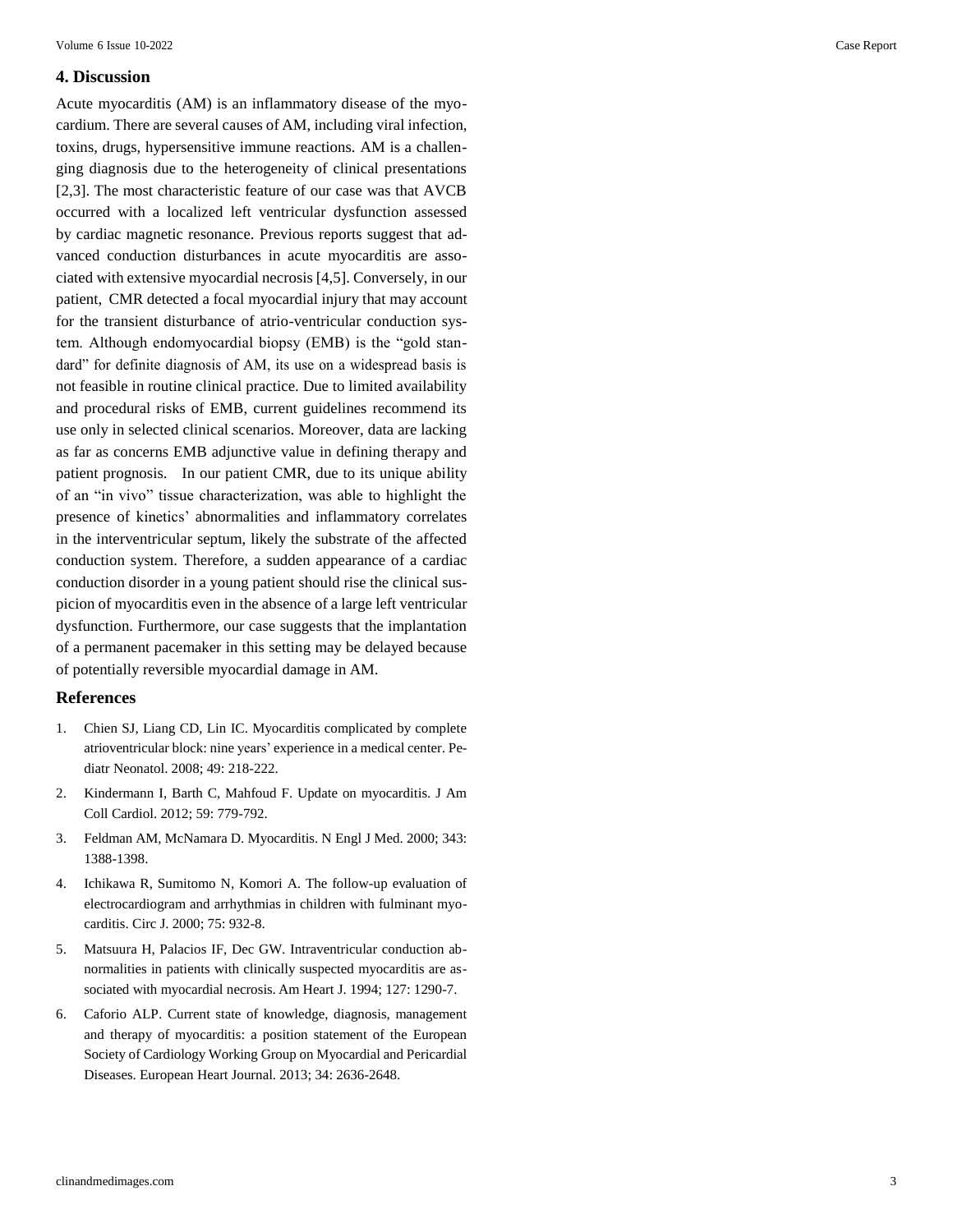## 4. Discussion

Acute myocarditis (AM) is an inflammatory disease of the myocardium. There are several causes of AM, including viral infection, toxins, drugs, hypersensitive immune reactions. AM is a challenging diagnosis due to the heterogeneity of clinical presentations [2,3]. The most characteristic feature of our case was that AVCB occurred with a localized left ventricular dysfunction assessed by cardiac magnetic resonance. Previous reports suggest that advanced conduction disturbances in acute myocarditis are associated with extensive myocardial necrosis [4,5]. Conversely, in our patient, CMR detected a focal myocardial injury that may account for the transient disturbance of atrio-ventricular conduction system. Although endomyocardial biopsy (EMB) is the "gold standard" for definite diagnosis of AM, its use on a widespread basis is not feasible in routine clinical practice. Due to limited availability and procedural risks of EMB, current guidelines recommend its use only in selected clinical scenarios. Moreover, data are lacking as far as concerns EMB adjunctive value in defining therapy and patient prognosis. In our patient CMR, due to its unique ability of an "in vivo" tissue characterization, was able to highlight the presence of kinetics' abnormalities and inflammatory correlates in the interventricular septum, likely the substrate of the affected conduction system. Therefore, a sudden appearance of a cardiac conduction disorder in a young patient should rise the clinical suspicion of myocarditis even in the absence of a large left ventricular dysfunction. Furthermore, our case suggests that the implantation of a permanent pacemaker in this setting may be delayed because of potentially reversible myocardial damage in AM.

## References

1. Chien SJ, Liang CD, Lin IC. Myocarditis complicated by complete atrioventricular block: nine years' experience in a medical center. Pediatr Neonatol. 2008; 49: 218-222.
2. Kindermann I, Barth C, Mahfoud F. Update on myocarditis. J Am Coll Cardiol. 2012; 59: 779-792.
3. Feldman AM, McNamara D. Myocarditis. N Engl J Med. 2000; 343: 1388-1398.
4. Ichikawa R, Sumitomo N, Komori A. The follow-up evaluation of electrocardiogram and arrhythmias in children with fulminant myocarditis. Circ J. 2000; 75: 932-8.
5. Matsuura H, Palacios IF, Dec GW. Intraventricular conduction abnormalities in patients with clinically suspected myocarditis are associated with myocardial necrosis. Am Heart J. 1994; 127: 1290-7.
6. Caforio ALP. Current state of knowledge, diagnosis, management and therapy of myocarditis: a position statement of the European Society of Cardiology Working Group on Myocardial and Pericardial Diseases. European Heart Journal. 2013; 34: 2636-2648.